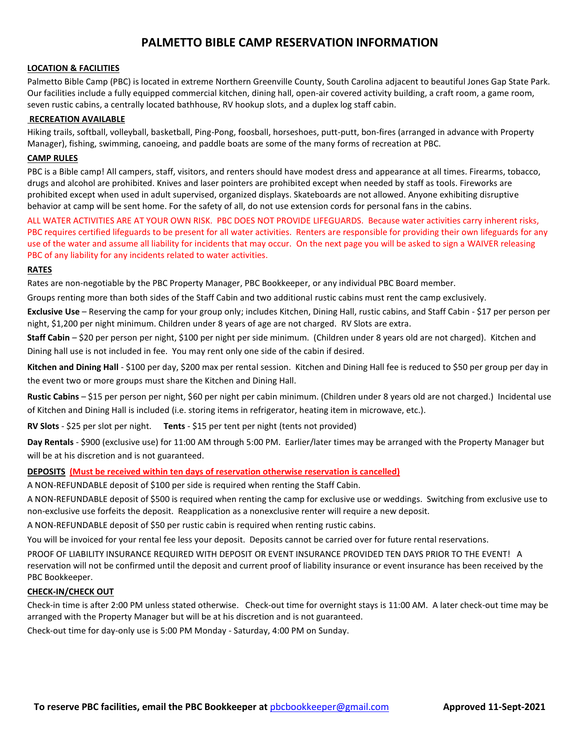# PALMETTO BIBLE CAMP RESERVATION INFORMATION

## LOCATION & FACILITIES

Palmetto Bible Camp (PBC) is located in extreme Northern Greenville County, South Carolina adjacent to beautiful Jones Gap State Park. Our facilities include a fully equipped commercial kitchen, dining hall, open-air covered activity building, a craft room, a game room, seven rustic cabins, a centrally located bathhouse, RV hookup slots, and a duplex log staff cabin.

## RECREATION AVAILABLE

Hiking trails, softball, volleyball, basketball, Ping-Pong, foosball, horseshoes, putt-putt, bon-fires (arranged in advance with Property Manager), fishing, swimming, canoeing, and paddle boats are some of the many forms of recreation at PBC.

## CAMP RULES

PBC is a Bible camp! All campers, staff, visitors, and renters should have modest dress and appearance at all times. Firearms, tobacco, drugs and alcohol are prohibited. Knives and laser pointers are prohibited except when needed by staff as tools. Fireworks are prohibited except when used in adult supervised, organized displays. Skateboards are not allowed. Anyone exhibiting disruptive behavior at camp will be sent home. For the safety of all, do not use extension cords for personal fans in the cabins.

ALL WATER ACTIVITIES ARE AT YOUR OWN RISK. PBC DOES NOT PROVIDE LIFEGUARDS. Because water activities carry inherent risks, PBC requires certified lifeguards to be present for all water activities. Renters are responsible for providing their own lifeguards for any use of the water and assume all liability for incidents that may occur. On the next page you will be asked to sign a WAIVER releasing PBC of any liability for any incidents related to water activities.

## RATES

Rates are non-negotiable by the PBC Property Manager, PBC Bookkeeper, or any individual PBC Board member.

Groups renting more than both sides of the Staff Cabin and two additional rustic cabins must rent the camp exclusively.

**Exclusive Use** – Reserving the camp for your group only; includes Kitchen, Dining Hall, rustic cabins, and Staff Cabin - $17 per person per night, $1,200 per night minimum. Children under 8 years of age are not charged. RV Slots are extra.

**Staff Cabin** – $20 per person per night, $100 per night per side minimum. (Children under 8 years old are not charged). Kitchen and Dining hall use is not included in fee. You may rent only one side of the cabin if desired.

**Kitchen and Dining Hall** - $100 per day, $200 max per rental session. Kitchen and Dining Hall fee is reduced to $50 per group per day in the event two or more groups must share the Kitchen and Dining Hall.

**Rustic Cabins** – $15 per person per night, $60 per night per cabin minimum. (Children under 8 years old are not charged.) Incidental use of Kitchen and Dining Hall is included (i.e. storing items in refrigerator, heating item in microwave, etc.).

**RV Slots** - $25 per slot per night. **Tents** - $15 per tent per night (tents not provided)

**Day Rentals** - $900 (exclusive use) for 11:00 AM through 5:00 PM. Earlier/later times may be arranged with the Property Manager but will be at his discretion and is not guaranteed.

## DEPOSITS (Must be received within ten days of reservation otherwise reservation is cancelled)

A NON-REFUNDABLE deposit of $100 per side is required when renting the Staff Cabin.

A NON-REFUNDABLE deposit of $500 is required when renting the camp for exclusive use or weddings. Switching from exclusive use to non-exclusive use forfeits the deposit. Reapplication as a nonexclusive renter will require a new deposit.

A NON-REFUNDABLE deposit of $50 per rustic cabin is required when renting rustic cabins.

You will be invoiced for your rental fee less your deposit. Deposits cannot be carried over for future rental reservations.

PROOF OF LIABILITY INSURANCE REQUIRED WITH DEPOSIT OR EVENT INSURANCE PROVIDED TEN DAYS PRIOR TO THE EVENT! A reservation will not be confirmed until the deposit and current proof of liability insurance or event insurance has been received by the PBC Bookkeeper.

## CHECK-IN/CHECK OUT

Check-in time is after 2:00 PM unless stated otherwise. Check-out time for overnight stays is 11:00 AM. A later check-out time may be arranged with the Property Manager but will be at his discretion and is not guaranteed.

Check-out time for day-only use is 5:00 PM Monday - Saturday, 4:00 PM on Sunday.

**To reserve PBC facilities, email the PBC Bookkeeper at** pbcbookkeeper@gmail.com **Approved 11-Sept-2021**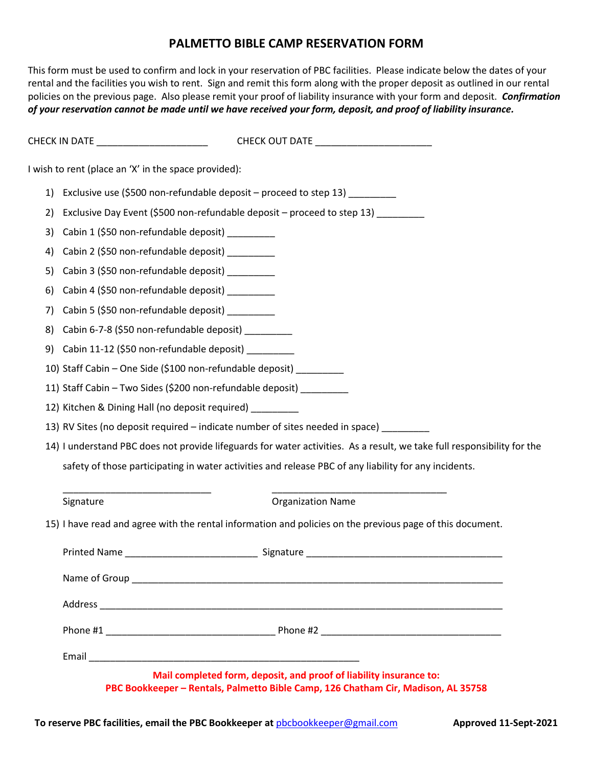# PALMETTO BIBLE CAMP RESERVATION FORM

This form must be used to confirm and lock in your reservation of PBC facilities. Please indicate below the dates of your rental and the facilities you wish to rent. Sign and remit this form along with the proper deposit as outlined in our rental policies on the previous page. Also please remit your proof of liability insurance with your form and deposit. ***Confirmation of your reservation cannot be made until we have received your form, deposit, and proof of liability insurance.***

CHECK IN DATE ____________________ CHECK OUT DATE ____________________

I wish to rent (place an 'X' in the space provided):

1) Exclusive use ($500 non-refundable deposit – proceed to step 13) _________
2) Exclusive Day Event ($500 non-refundable deposit – proceed to step 13) _________
3) Cabin 1 ($50 non-refundable deposit) _________
4) Cabin 2 ($50 non-refundable deposit) _________
5) Cabin 3 ($50 non-refundable deposit) _________
6) Cabin 4 ($50 non-refundable deposit) _________
7) Cabin 5 ($50 non-refundable deposit) _________
8) Cabin 6-7-8 ($50 non-refundable deposit) _________
9) Cabin 11-12 ($50 non-refundable deposit) _________
10) Staff Cabin – One Side ($100 non-refundable deposit) _________
11) Staff Cabin – Two Sides ($200 non-refundable deposit) _________
12) Kitchen & Dining Hall (no deposit required) _________
13) RV Sites (no deposit required – indicate number of sites needed in space) _________
14) I understand PBC does not provide lifeguards for water activities. As a result, we take full responsibility for the safety of those participating in water activities and release PBC of any liability for any incidents.

    ____________________________ ________________________________

    Signature Organization Name

15) I have read and agree with the rental information and policies on the previous page of this document.

    Printed Name ________________________ Signature ____________________________________

    Name of Group ______________________________________________________________________

    Address ___________________________________________________________________________

    Phone #1 ______________________________ Phone #2 _________________________________

    Email ___________________________________________________

**Mail completed form, deposit, and proof of liability insurance to:**
**PBC Bookkeeper – Rentals, Palmetto Bible Camp, 126 Chatham Cir, Madison, AL 35758**

**To reserve PBC facilities, email the PBC Bookkeeper at** pbcbookkeeper@gmail.com **Approved 11-Sept-2021**